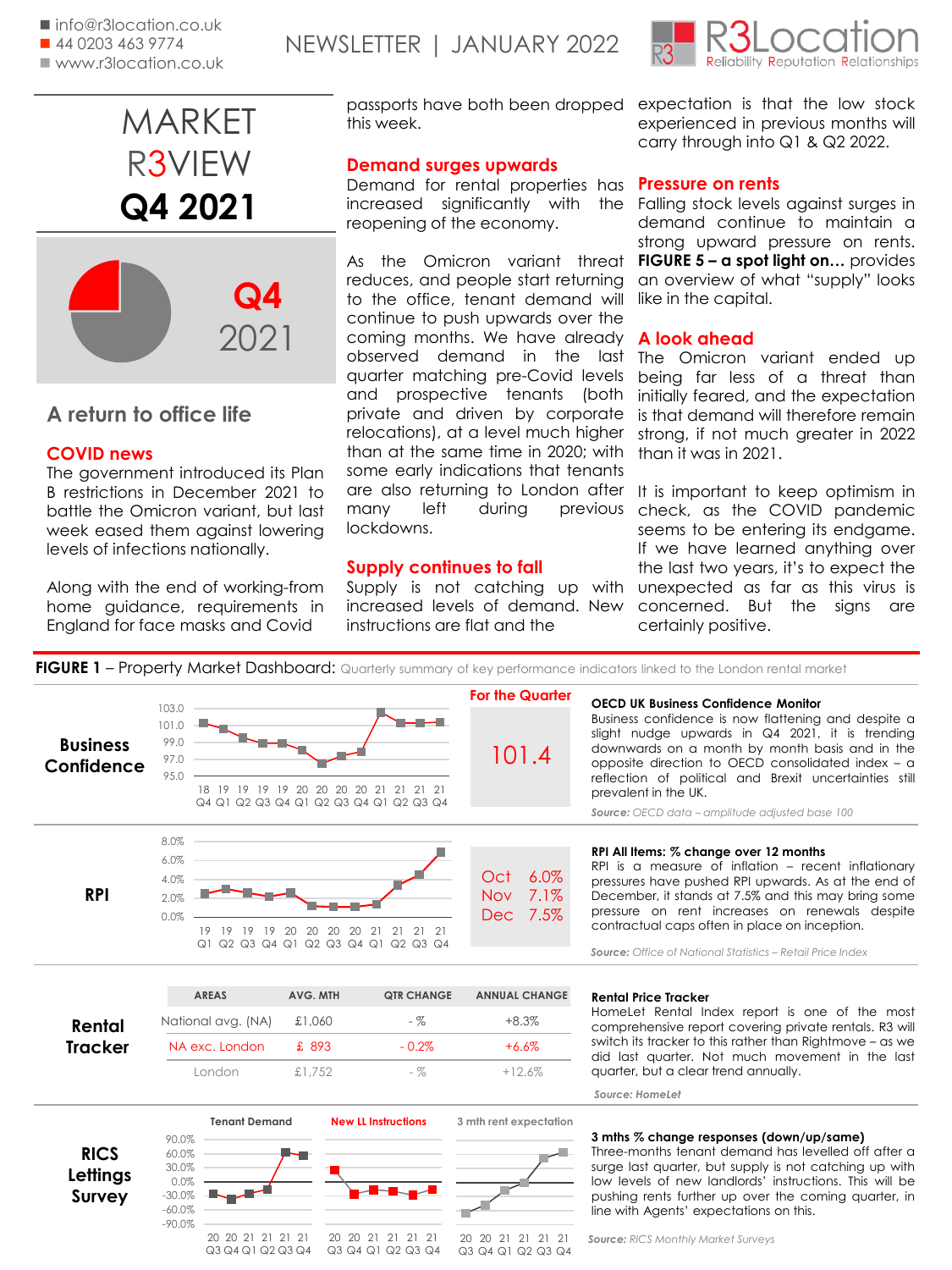- info@r3location.co.uk
- 44 0203 463 9774
- www.r3location.co.uk

NEWSLETTER | JANUARY 2022

R3Location — Reliability Reputation Relationships

# MARKET R3VIEW Q4 2021

Q4 2021

## A return to office life

### COVID news

The government introduced its Plan B restrictions in December 2021 to battle the Omicron variant, but last week eased them against lowering levels of infections nationally.

Along with the end of working-from home guidance, requirements in England for face masks and Covid passports have both been dropped this week.

### Demand surges upwards

Demand for rental properties has increased significantly with the reopening of the economy.

As the Omicron variant threat reduces, and people start returning to the office, tenant demand will continue to push upwards over the coming months. We have already observed demand in the last quarter matching pre-Covid levels and prospective tenants (both private and driven by corporate relocations), at a level much higher than at the same time in 2020; with some early indications that tenants are also returning to London after many left during previous lockdowns.

### Supply continues to fall

Supply is not catching up with increased levels of demand. New instructions are flat and the expectation is that the low stock experienced in previous months will carry through into Q1 & Q2 2022.

### Pressure on rents

Falling stock levels against surges in demand continue to maintain a strong upward pressure on rents. **FIGURE 5 – a spot light on…** provides an overview of what "supply" looks like in the capital.

### A look ahead

The Omicron variant ended up being far less of a threat than initially feared, and the expectation is that demand will therefore remain strong, if not much greater in 2022 than it was in 2021.

It is important to keep optimism in check, as the COVID pandemic seems to be entering its endgame. If we have learned anything over the last two years, it's to expect the unexpected as far as this virus is concerned. But the signs are certainly positive.

**FIGURE 1** – Property Market Dashboard: Quarterly summary of key performance indicators linked to the London rental market

### Business Confidence

For the Quarter: **101.4**

**OECD UK Business Confidence Monitor**

Business confidence is now flattening and despite a slight nudge upwards in Q4 2021, it is trending downwards on a month by month basis and in the opposite direction to OECD consolidated index – a reflection of political and Brexit uncertainties still prevalent in the UK.

*Source: OECD data – amplitude adjusted base 100*

### RPI

| Month | RPI |
|---|---|
| Oct | 6.0% |
| Nov | 7.1% |
| Dec | 7.5% |

**RPI All Items: % change over 12 months**

RPI is a measure of inflation – recent inflationary pressures have pushed RPI upwards. As at the end of December, it stands at 7.5% and this may bring some pressure on rent increases on renewals despite contractual caps often in place on inception.

*Source: Office of National Statistics – Retail Price Index*

### Rental Tracker

| AREAS | AVG. MTH | QTR CHANGE | ANNUAL CHANGE |
|---|---|---|---|
| National avg. (NA) | £1,060 | - % | +8.3% |
| NA exc. London | £ 893 | - 0.2% | +6.6% |
| London | £1,752 | - % | +12.6% |

**Rental Price Tracker**

HomeLet Rental Index report is one of the most comprehensive report covering private rentals. R3 will switch its tracker to this rather than Rightmove – as we did last quarter. Not much movement in the last quarter, but a clear trend annually.

*Source: HomeLet*

### RICS Lettings Survey

Tenant Demand | New LL Instructions | 3 mth rent expectation

**3 mths % change responses (down/up/same)**

Three-months tenant demand has levelled off after a surge last quarter, but supply is not catching up with low levels of new landlords' instructions. This will be pushing rents further up over the coming quarter, in line with Agents' expectations on this.

*Source: RICS Monthly Market Surveys*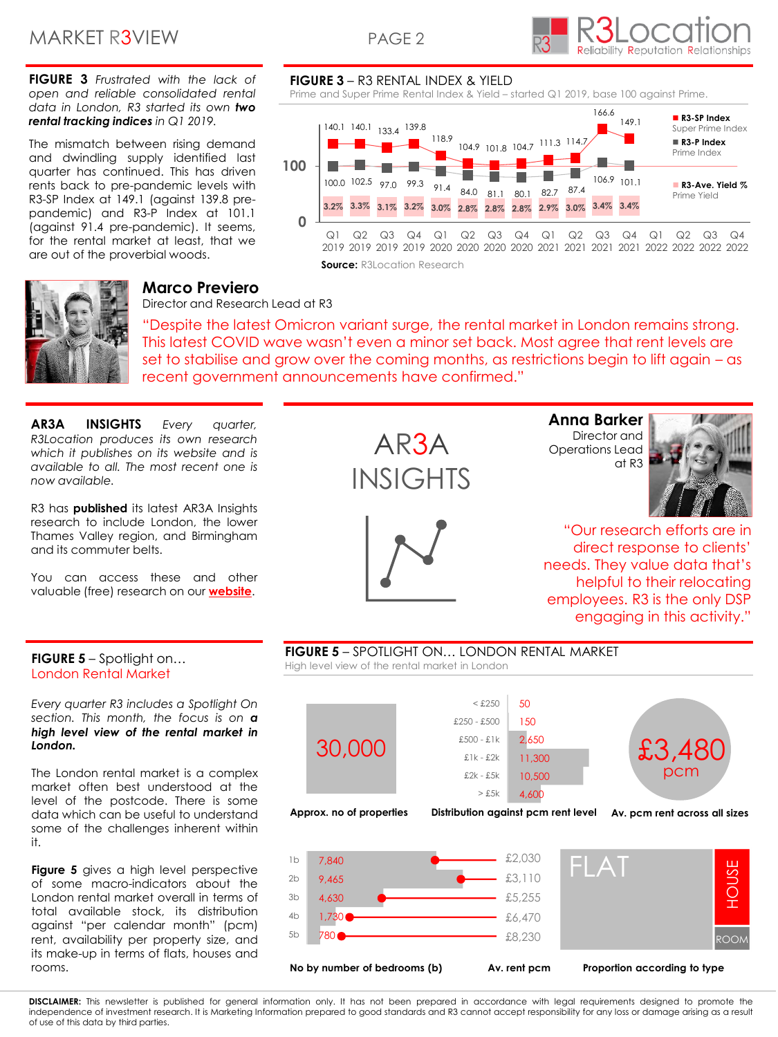MARKET R3VIEW

**FIGURE 3** *Frustrated with the lack of open and reliable consolidated rental data in London, R3 started its own* ***two rental tracking indices*** *in Q1 2019.*

The mismatch between rising demand and dwindling supply identified last quarter has continued. This has driven rents back to pre-pandemic levels with R3-SP Index at 149.1 (against 139.8 pre-pandemic) and R3-P Index at 101.1 (against 91.4 pre-pandemic). It seems, for the rental market at least, that we are out of the proverbial woods.

**FIGURE 3** – R3 RENTAL INDEX & YIELD

Prime and Super Prime Rental Index & Yield – started Q1 2019, base 100 against Prime.

R3-SP Index – Super Prime Index
R3-P Index – Prime Index
R3-Ave. Yield % – Prime Yield

R3-SP Index: 140.1, 140.1, 133.4, 139.8, 118.9, 104.9, 101.8, 104.7, 111.3, 114.7, 166.6, 149.1
R3-P Index: 100.0, 102.5, 97.0, 99.3, 91.4, 84.0, 81.1, 80.1, 82.7, 87.4, 106.9, 101.1
R3-Ave. Yield %: 3.2%, 3.3%, 3.1%, 3.2%, 3.0%, 2.8%, 2.8%, 2.8%, 2.9%, 3.0%, 3.4%, 3.4%

100
0

Q1 2019, Q2 2019, Q3 2019, Q4 2019, Q1 2020, Q2 2020, Q3 2020, Q4 2020, Q1 2021, Q2 2021, Q3 2021, Q4 2021, Q1 2022, Q2 2022, Q3 2022, Q4 2022

**Source:** R3Location Research

**Marco Previero**
Director and Research Lead at R3

"Despite the latest Omicron variant surge, the rental market in London remains strong. This latest COVID wave wasn't even a minor set back. Most agree that rent levels are set to stabilise and grow over the coming months, as restrictions begin to lift again – as recent government announcements have confirmed."

**AR3A INSIGHTS** *Every quarter, R3Location produces its own research which it publishes on its website and is available to all. The most recent one is now available.*

R3 has **published** its latest AR3A Insights research to include London, the lower Thames Valley region, and Birmingham and its commuter belts.

You can access these and other valuable (free) research on our **website**.

AR3A INSIGHTS

**Anna Barker**
Director and Operations Lead at R3

"Our research efforts are in direct response to clients' needs. They value data that's helpful to their relocating employees. R3 is the only DSP engaging in this activity."

**FIGURE 5** – Spotlight on…
London Rental Market

*Every quarter R3 includes a Spotlight On section. This month, the focus is on* ***a high level view of the rental market in London.***

The London rental market is a complex market often best understood at the level of the postcode. There is some data which can be useful to understand some of the challenges inherent within it.

**Figure 5** gives a high level perspective of some macro-indicators about the London rental market overall in terms of total available stock, its distribution against "per calendar month" (pcm) rent, availability per property size, and its make-up in terms of flats, houses and rooms.

**FIGURE 5** – SPOTLIGHT ON… LONDON RENTAL MARKET

High level view of the rental market in London

30,000
**Approx. no of properties**

< £250: 50
£250 - £500: 150
£500 - £1k: 2,650
£1k - £2k: 11,300
£2k - £5k: 10,500
> £5k: 4,600
**Distribution against pcm rent level**

£3,480 pcm
**Av. pcm rent across all sizes**

1b: 7,840 – £2,030
2b: 9,465 – £3,110
3b: 4,630 – £5,255
4b: 1,730 – £6,470
5b: 780 – £8,230
**No by number of bedrooms (b)** **Av. rent pcm**

FLAT
HOUSE
ROOM
**Proportion according to type**

**DISCLAIMER:** This newsletter is published for general information only. It has not been prepared in accordance with legal requirements designed to promote the independence of investment research. It is Marketing Information prepared to good standards and R3 cannot accept responsibility for any loss or damage arising as a result of use of this data by third parties.